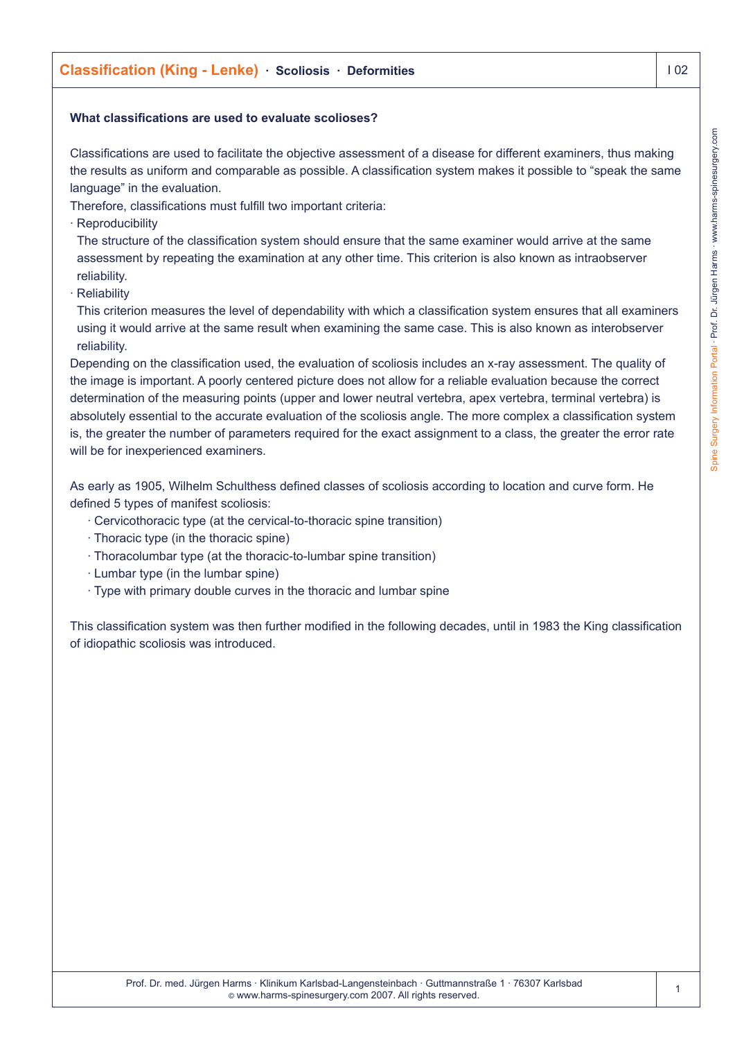# Classification (King - Lenke) · Scoliosis · Deformities

**What classifications are used to evaluate scolioses?**

Classifications are used to facilitate the objective assessment of a disease for different examiners, thus making the results as uniform and comparable as possible. A classification system makes it possible to "speak the same language" in the evaluation.

Therefore, classifications must fulfill two important criteria:

- Reproducibility
  The structure of the classification system should ensure that the same examiner would arrive at the same assessment by repeating the examination at any other time. This criterion is also known as intraobserver reliability.
- Reliability
  This criterion measures the level of dependability with which a classification system ensures that all examiners using it would arrive at the same result when examining the same case. This is also known as interobserver reliability.

Depending on the classification used, the evaluation of scoliosis includes an x-ray assessment. The quality of the image is important. A poorly centered picture does not allow for a reliable evaluation because the correct determination of the measuring points (upper and lower neutral vertebra, apex vertebra, terminal vertebra) is absolutely essential to the accurate evaluation of the scoliosis angle. The more complex a classification system is, the greater the number of parameters required for the exact assignment to a class, the greater the error rate will be for inexperienced examiners.

As early as 1905, Wilhelm Schulthess defined classes of scoliosis according to location and curve form. He defined 5 types of manifest scoliosis:

- Cervicothoracic type (at the cervical-to-thoracic spine transition)
- Thoracic type (in the thoracic spine)
- Thoracolumbar type (at the thoracic-to-lumbar spine transition)
- Lumbar type (in the lumbar spine)
- Type with primary double curves in the thoracic and lumbar spine

This classification system was then further modified in the following decades, until in 1983 the King classification of idiopathic scoliosis was introduced.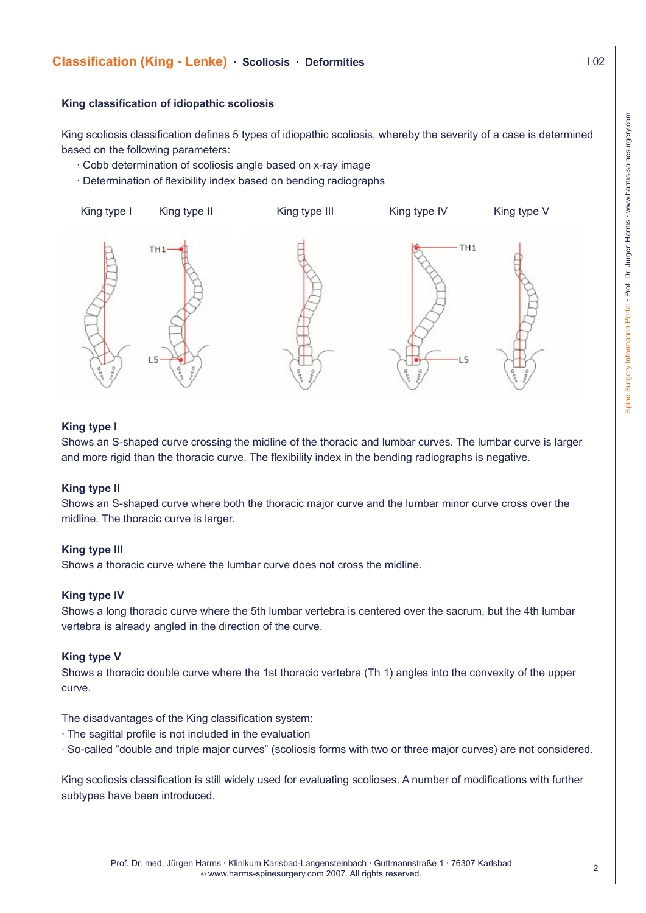## King classification of idiopathic scoliosis

King scoliosis classification defines 5 types of idiopathic scoliosis, whereby the severity of a case is determined based on the following parameters:

- Cobb determination of scoliosis angle based on x-ray image
- Determination of flexibility index based on bending radiographs

King type I King type II King type III King type IV King type V

### King type I

Shows an S-shaped curve crossing the midline of the thoracic and lumbar curves. The lumbar curve is larger and more rigid than the thoracic curve. The flexibility index in the bending radiographs is negative.

### King type II

Shows an S-shaped curve where both the thoracic major curve and the lumbar minor curve cross over the midline. The thoracic curve is larger.

### King type III

Shows a thoracic curve where the lumbar curve does not cross the midline.

### King type IV

Shows a long thoracic curve where the 5th lumbar vertebra is centered over the sacrum, but the 4th lumbar vertebra is already angled in the direction of the curve.

### King type V

Shows a thoracic double curve where the 1st thoracic vertebra (Th 1) angles into the convexity of the upper curve.

The disadvantages of the King classification system:

- The sagittal profile is not included in the evaluation
- So-called "double and triple major curves" (scoliosis forms with two or three major curves) are not considered.

King scoliosis classification is still widely used for evaluating scolioses. A number of modifications with further subtypes have been introduced.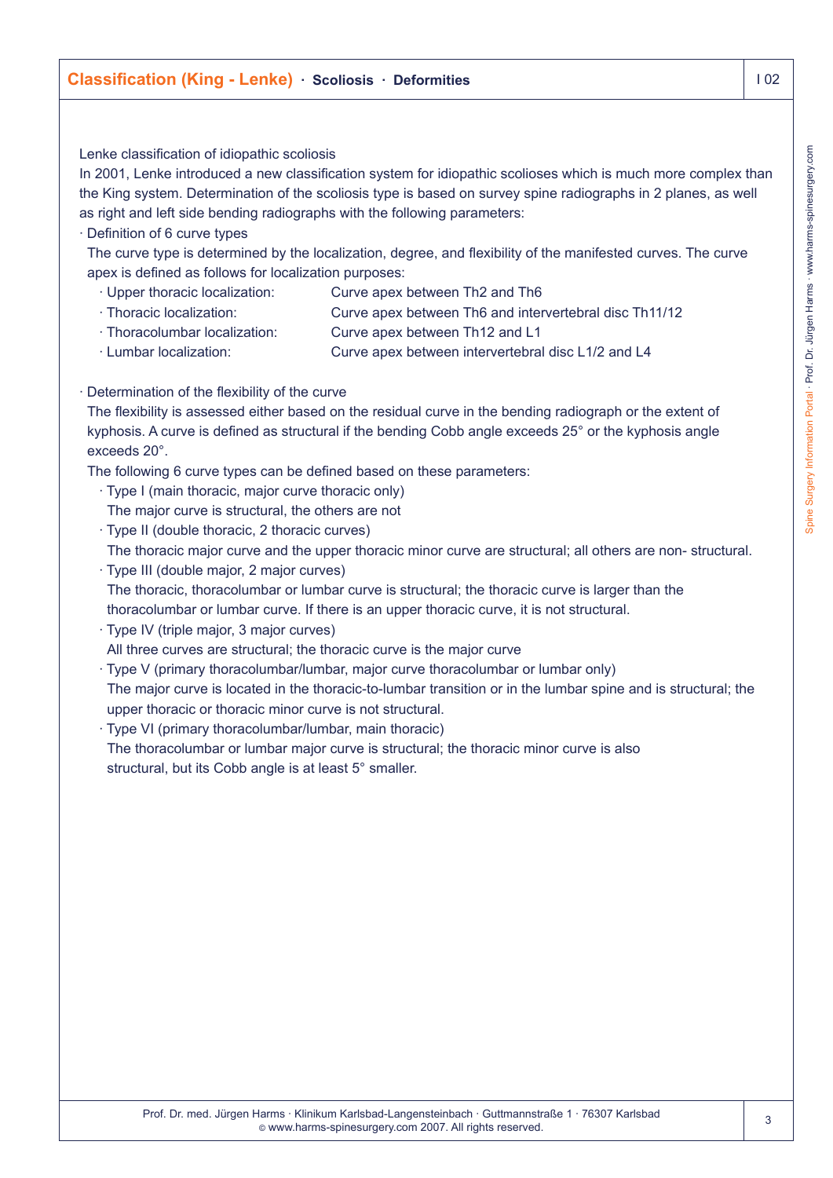Lenke classification of idiopathic scoliosis

In 2001, Lenke introduced a new classification system for idiopathic scolioses which is much more complex than the King system. Determination of the scoliosis type is based on survey spine radiographs in 2 planes, as well as right and left side bending radiographs with the following parameters:

· Definition of 6 curve types

The curve type is determined by the localization, degree, and flexibility of the manifested curves. The curve apex is defined as follows for localization purposes:

- · Upper thoracic localization: Curve apex between Th2 and Th6
- · Thoracic localization: Curve apex between Th6 and intervertebral disc Th11/12
- · Thoracolumbar localization: Curve apex between Th12 and L1
- · Lumbar localization: Curve apex between intervertebral disc L1/2 and L4

· Determination of the flexibility of the curve

The flexibility is assessed either based on the residual curve in the bending radiograph or the extent of kyphosis. A curve is defined as structural if the bending Cobb angle exceeds 25° or the kyphosis angle exceeds 20°.

The following 6 curve types can be defined based on these parameters:

- · Type I (main thoracic, major curve thoracic only)
  The major curve is structural, the others are not
- · Type II (double thoracic, 2 thoracic curves)
  The thoracic major curve and the upper thoracic minor curve are structural; all others are non- structural.
- · Type III (double major, 2 major curves)
  The thoracic, thoracolumbar or lumbar curve is structural; the thoracic curve is larger than the thoracolumbar or lumbar curve. If there is an upper thoracic curve, it is not structural.
- · Type IV (triple major, 3 major curves)
  All three curves are structural; the thoracic curve is the major curve
- · Type V (primary thoracolumbar/lumbar, major curve thoracolumbar or lumbar only)
  The major curve is located in the thoracic-to-lumbar transition or in the lumbar spine and is structural; the upper thoracic or thoracic minor curve is not structural.
- · Type VI (primary thoracolumbar/lumbar, main thoracic)
  The thoracolumbar or lumbar major curve is structural; the thoracic minor curve is also structural, but its Cobb angle is at least 5° smaller.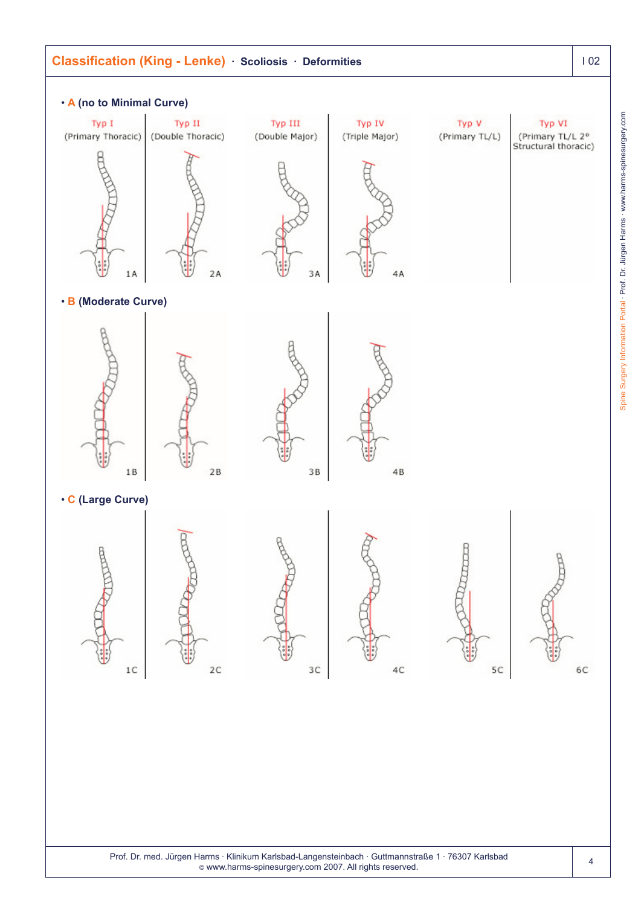# Classification (King - Lenke) · Scoliosis · Deformities

• **A (no to Minimal Curve)**

Typ I (Primary Thoracic) | Typ II (Double Thoracic) | Typ III (Double Major) | Typ IV (Triple Major) | Typ V (Primary TL/L) | Typ VI (Primary TL/L 2° Structural thoracic)

1A 2A 3A 4A

• **B (Moderate Curve)**

1B 2B 3B 4B

• **C (Large Curve)**

1C 2C 3C 4C 5C 6C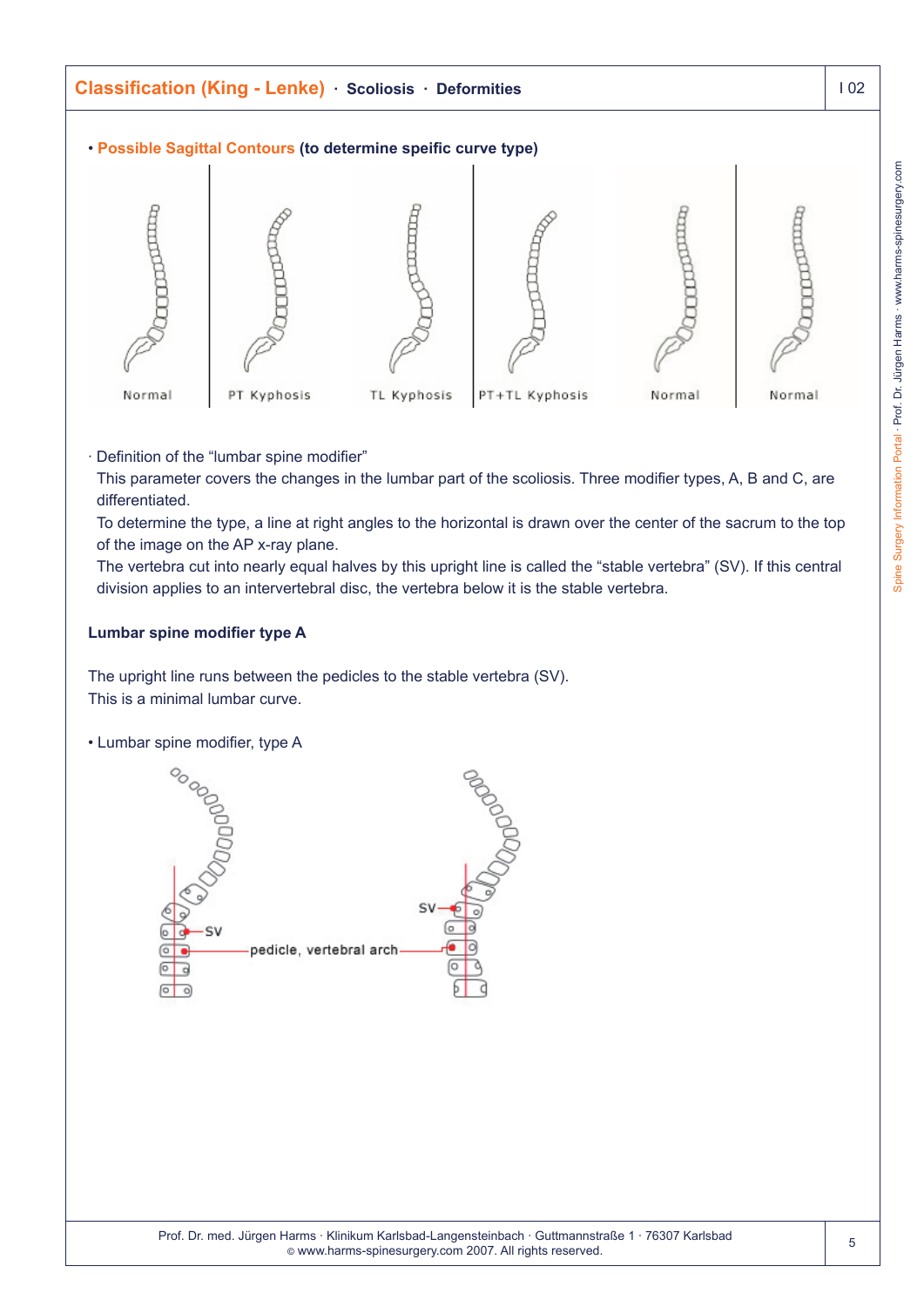## Classification (King - Lenke) · Scoliosis · Deformities

- **Possible Sagittal Contours (to determine speific curve type)**

Normal | PT Kyphosis | TL Kyphosis | PT+TL Kyphosis | Normal | Normal

· Definition of the "lumbar spine modifier"

This parameter covers the changes in the lumbar part of the scoliosis. Three modifier types, A, B and C, are differentiated.

To determine the type, a line at right angles to the horizontal is drawn over the center of the sacrum to the top of the image on the AP x-ray plane.

The vertebra cut into nearly equal halves by this upright line is called the "stable vertebra" (SV). If this central division applies to an intervertebral disc, the vertebra below it is the stable vertebra.

**Lumbar spine modifier type A**

The upright line runs between the pedicles to the stable vertebra (SV).
This is a minimal lumbar curve.

- Lumbar spine modifier, type A

SV — pedicle, vertebral arch — SV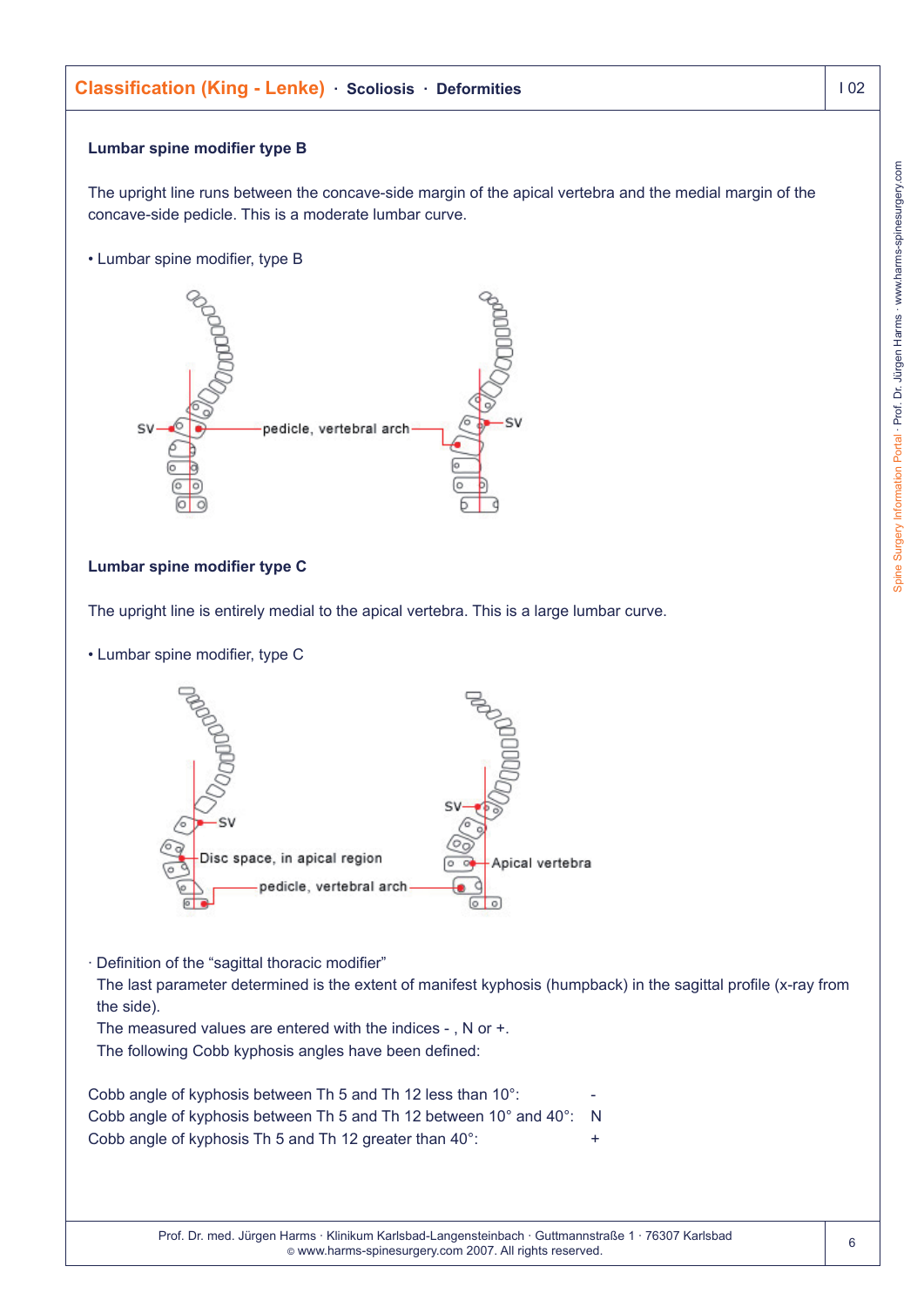### Lumbar spine modifier type B

The upright line runs between the concave-side margin of the apical vertebra and the medial margin of the concave-side pedicle. This is a moderate lumbar curve.

- Lumbar spine modifier, type B

SV — pedicle, vertebral arch — SV

### Lumbar spine modifier type C

The upright line is entirely medial to the apical vertebra. This is a large lumbar curve.

- Lumbar spine modifier, type C

SV — Disc space, in apical region — pedicle, vertebral arch — SV — Apical vertebra

· Definition of the "sagittal thoracic modifier"
The last parameter determined is the extent of manifest kyphosis (humpback) in the sagittal profile (x-ray from the side).
The measured values are entered with the indices - , N or +.
The following Cobb kyphosis angles have been defined:

| | |
|---|---|
| Cobb angle of kyphosis between Th 5 and Th 12 less than 10°: | - |
| Cobb angle of kyphosis between Th 5 and Th 12 between 10° and 40°: | N |
| Cobb angle of kyphosis Th 5 and Th 12 greater than 40°: | + |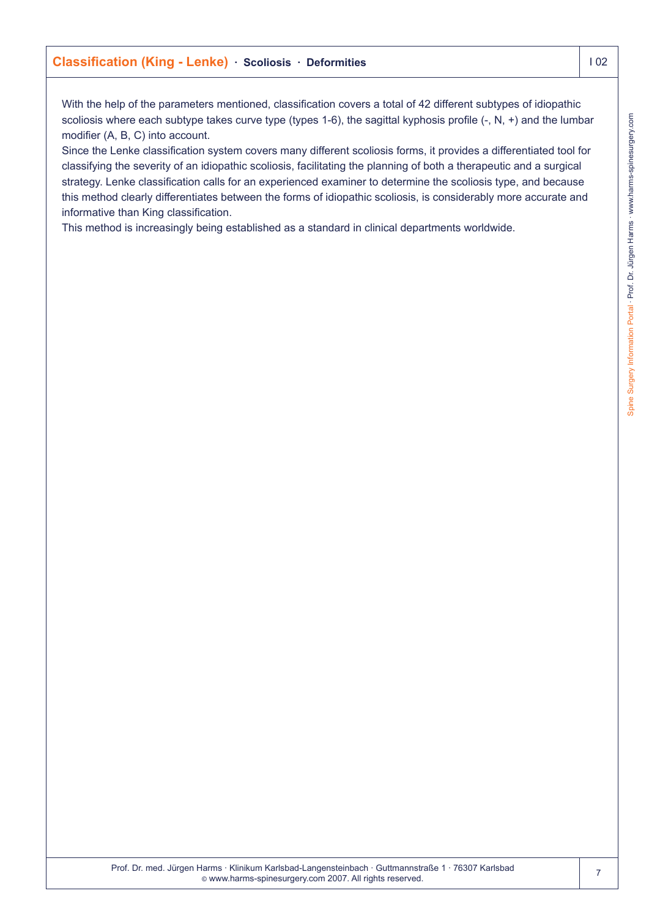With the help of the parameters mentioned, classification covers a total of 42 different subtypes of idiopathic scoliosis where each subtype takes curve type (types 1-6), the sagittal kyphosis profile (-, N, +) and the lumbar modifier (A, B, C) into account.

Since the Lenke classification system covers many different scoliosis forms, it provides a differentiated tool for classifying the severity of an idiopathic scoliosis, facilitating the planning of both a therapeutic and a surgical strategy. Lenke classification calls for an experienced examiner to determine the scoliosis type, and because this method clearly differentiates between the forms of idiopathic scoliosis, is considerably more accurate and informative than King classification.

This method is increasingly being established as a standard in clinical departments worldwide.